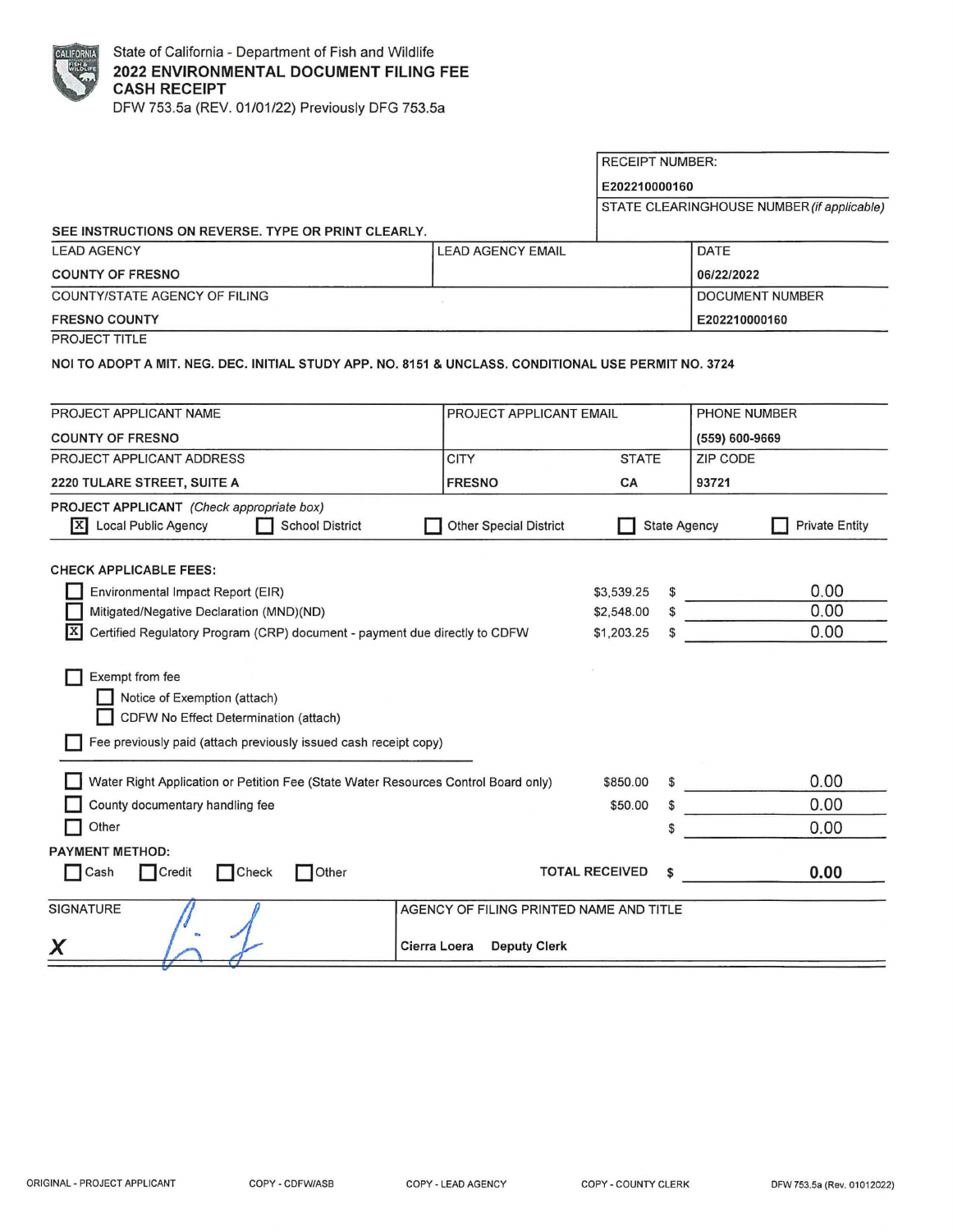State of California - Department of Fish and Wildlife

# 2022 ENVIRONMENTAL DOCUMENT FILING FEE CASH RECEIPT

DFW 753.5a (REV. 01/01/22) Previously DFG 753.5a

| RECEIPT NUMBER: |
|---|
| E202210000160 |
| STATE CLEARINGHOUSE NUMBER *(if applicable)* |
| |

SEE INSTRUCTIONS ON REVERSE. TYPE OR PRINT CLEARLY.

| LEAD AGENCY | LEAD AGENCY EMAIL | DATE |
|---|---|---|
| COUNTY OF FRESNO | | 06/22/2022 |
| COUNTY/STATE AGENCY OF FILING | | DOCUMENT NUMBER |
| FRESNO COUNTY | | E202210000160 |

PROJECT TITLE

**NOI TO ADOPT A MIT. NEG. DEC. INITIAL STUDY APP. NO. 8151 & UNCLASS. CONDITIONAL USE PERMIT NO. 3724**

| PROJECT APPLICANT NAME | PROJECT APPLICANT EMAIL | | PHONE NUMBER |
|---|---|---|---|
| COUNTY OF FRESNO | | | (559) 600-9669 |
| PROJECT APPLICANT ADDRESS | CITY | STATE | ZIP CODE |
| 2220 TULARE STREET, SUITE A | FRESNO | CA | 93721 |

**PROJECT APPLICANT** *(Check appropriate box)*

- [X] Local Public Agency
- [ ] School District
- [ ] Other Special District
- [ ] State Agency
- [ ] Private Entity

**CHECK APPLICABLE FEES:**

| | Fee | | Amount |
|---|---|---|---|
| [ ] Environmental Impact Report (EIR) | $3,539.25 | $ | 0.00 |
| [ ] Mitigated/Negative Declaration (MND)(ND) | $2,548.00 | $ | 0.00 |
| [X] Certified Regulatory Program (CRP) document - payment due directly to CDFW | $1,203.25 | $ | 0.00 |

- [ ] Exempt from fee
  - [ ] Notice of Exemption (attach)
  - [ ] CDFW No Effect Determination (attach)
- [ ] Fee previously paid (attach previously issued cash receipt copy)

| | Fee | | Amount |
|---|---|---|---|
| [ ] Water Right Application or Petition Fee (State Water Resources Control Board only) | $850.00 | $ | 0.00 |
| [ ] County documentary handling fee | $50.00 | $ | 0.00 |
| [ ] Other | | $ | 0.00 |

**PAYMENT METHOD:**

- [ ] Cash
- [ ] Credit
- [ ] Check
- [ ] Other

**TOTAL RECEIVED $ 0.00**

| SIGNATURE | AGENCY OF FILING PRINTED NAME AND TITLE |
|---|---|
| X | Cierra Loera Deputy Clerk |

ORIGINAL - PROJECT APPLICANT    COPY - CDFW/ASB    COPY - LEAD AGENCY    COPY - COUNTY CLERK    DFW 753.5a (Rev. 01012022)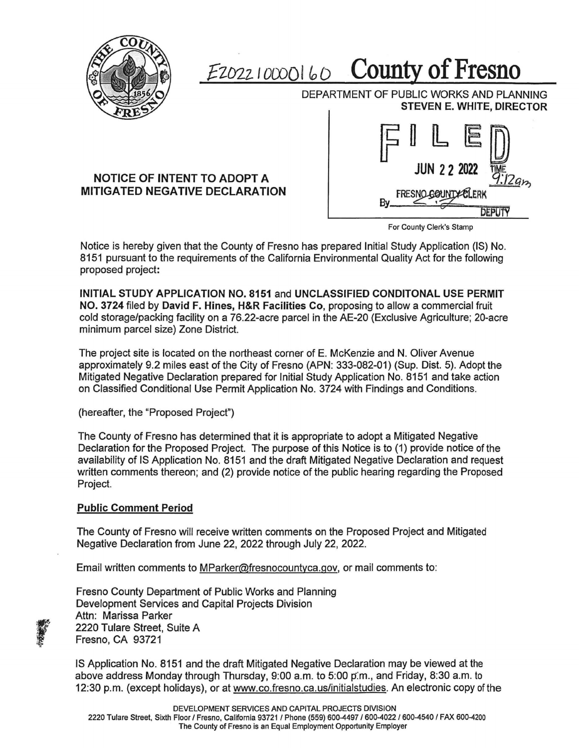E202210000160 **County of Fresno**

DEPARTMENT OF PUBLIC WORKS AND PLANNING
**STEVEN E. WHITE, DIRECTOR**

FILED
JUN 22 2022
TIME 9:12am
FRESNO COUNTY CLERK
By ________ DEPUTY

For County Clerk's Stamp

## NOTICE OF INTENT TO ADOPT A MITIGATED NEGATIVE DECLARATION

Notice is hereby given that the County of Fresno has prepared Initial Study Application (IS) No. 8151 pursuant to the requirements of the California Environmental Quality Act for the following proposed project:

**INITIAL STUDY APPLICATION NO. 8151** and **UNCLASSIFIED CONDITONAL USE PERMIT NO. 3724** filed by **David F. Hines, H&R Facilities Co**, proposing to allow a commercial fruit cold storage/packing facility on a 76.22-acre parcel in the AE-20 (Exclusive Agriculture; 20-acre minimum parcel size) Zone District.

The project site is located on the northeast corner of E. McKenzie and N. Oliver Avenue approximately 9.2 miles east of the City of Fresno (APN: 333-082-01) (Sup. Dist. 5). Adopt the Mitigated Negative Declaration prepared for Initial Study Application No. 8151 and take action on Classified Conditional Use Permit Application No. 3724 with Findings and Conditions.

(hereafter, the "Proposed Project")

The County of Fresno has determined that it is appropriate to adopt a Mitigated Negative Declaration for the Proposed Project. The purpose of this Notice is to (1) provide notice of the availability of IS Application No. 8151 and the draft Mitigated Negative Declaration and request written comments thereon; and (2) provide notice of the public hearing regarding the Proposed Project.

### Public Comment Period

The County of Fresno will receive written comments on the Proposed Project and Mitigated Negative Declaration from June 22, 2022 through July 22, 2022.

Email written comments to MParker@fresnocountyca.gov, or mail comments to:

Fresno County Department of Public Works and Planning
Development Services and Capital Projects Division
Attn: Marissa Parker
2220 Tulare Street, Suite A
Fresno, CA 93721

IS Application No. 8151 and the draft Mitigated Negative Declaration may be viewed at the above address Monday through Thursday, 9:00 a.m. to 5:00 p.m., and Friday, 8:30 a.m. to 12:30 p.m. (except holidays), or at www.co.fresno.ca.us/initialstudies. An electronic copy of the

DEVELOPMENT SERVICES AND CAPITAL PROJECTS DIVISION
2220 Tulare Street, Sixth Floor / Fresno, California 93721 / Phone (559) 600-4497 / 600-4022 / 600-4540 / FAX 600-4200
The County of Fresno is an Equal Employment Opportunity Employer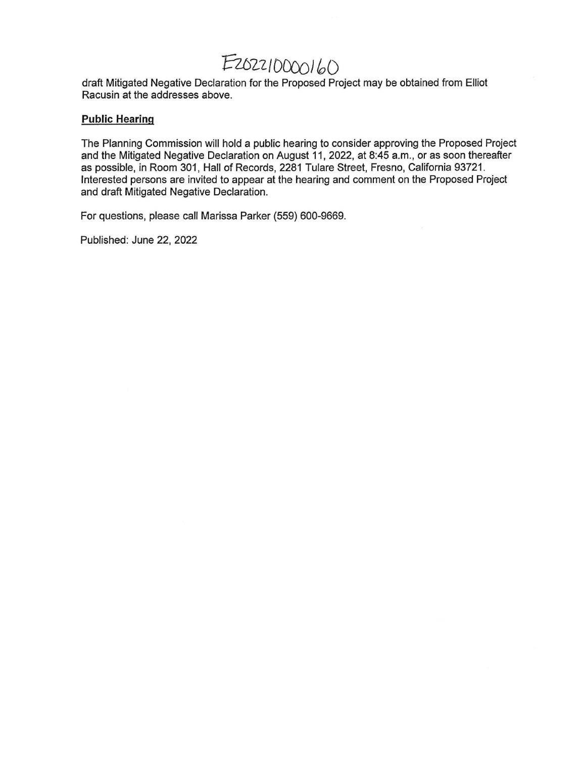E202210000160

draft Mitigated Negative Declaration for the Proposed Project may be obtained from Elliot Racusin at the addresses above.

**Public Hearing**

The Planning Commission will hold a public hearing to consider approving the Proposed Project and the Mitigated Negative Declaration on August 11, 2022, at 8:45 a.m., or as soon thereafter as possible, in Room 301, Hall of Records, 2281 Tulare Street, Fresno, California 93721. Interested persons are invited to appear at the hearing and comment on the Proposed Project and draft Mitigated Negative Declaration.

For questions, please call Marissa Parker (559) 600-9669.

Published: June 22, 2022